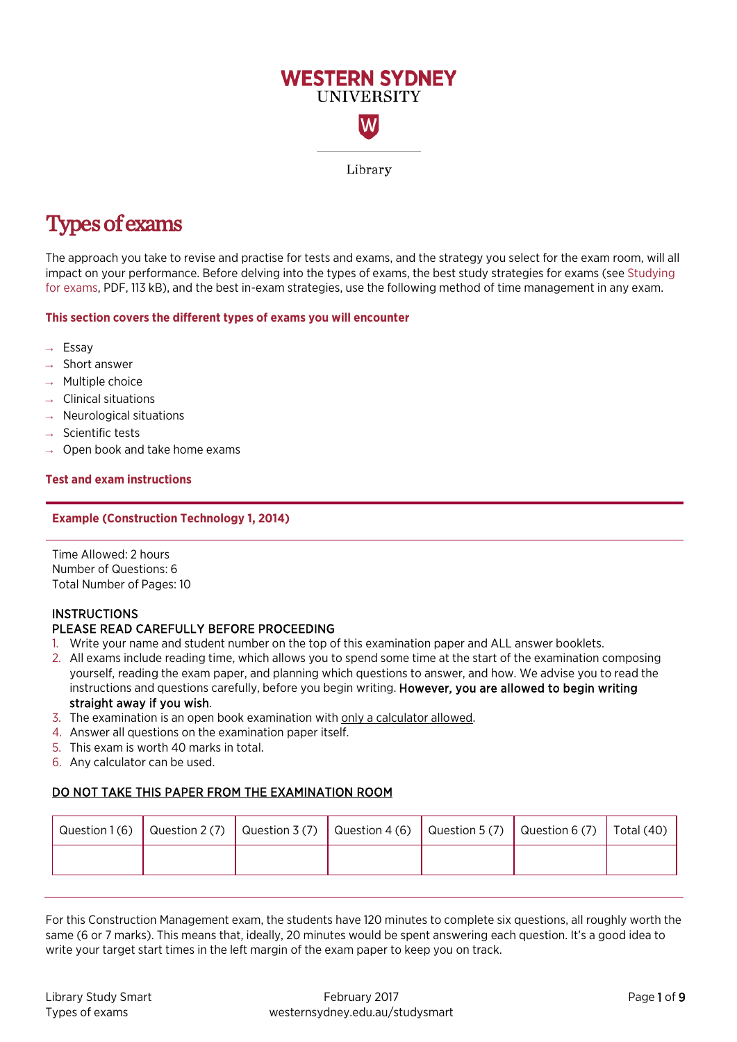WESTERN SYDNEY UNIVERSITY

Library

# Types of exams

The approach you take to revise and practise for tests and exams, and the strategy you select for the exam room, will all impact on your performance. Before delving into the types of exams, the best study strategies for exams (see Studying for exams, PDF, 113 kB), and the best in-exam strategies, use the following method of time management in any exam.

### This section covers the different types of exams you will encounter

- Essay
- Short answer
- Multiple choice
- Clinical situations
- Neurological situations
- Scientific tests
- Open book and take home exams

### Test and exam instructions

**Example (Construction Technology 1, 2014)**

Time Allowed: 2 hours
Number of Questions: 6
Total Number of Pages: 10

INSTRUCTIONS
PLEASE READ CAREFULLY BEFORE PROCEEDING

1. Write your name and student number on the top of this examination paper and ALL answer booklets.
2. All exams include reading time, which allows you to spend some time at the start of the examination composing yourself, reading the exam paper, and planning which questions to answer, and how. We advise you to read the instructions and questions carefully, before you begin writing. **However, you are allowed to begin writing straight away if you wish**.
3. The examination is an open book examination with only a calculator allowed.
4. Answer all questions on the examination paper itself.
5. This exam is worth 40 marks in total.
6. Any calculator can be used.

DO NOT TAKE THIS PAPER FROM THE EXAMINATION ROOM

| Question 1 (6) | Question 2 (7) | Question 3 (7) | Question 4 (6) | Question 5 (7) | Question 6 (7) | Total (40) |
|---|---|---|---|---|---|---|
| | | | | | | |

For this Construction Management exam, the students have 120 minutes to complete six questions, all roughly worth the same (6 or 7 marks). This means that, ideally, 20 minutes would be spent answering each question. It's a good idea to write your target start times in the left margin of the exam paper to keep you on track.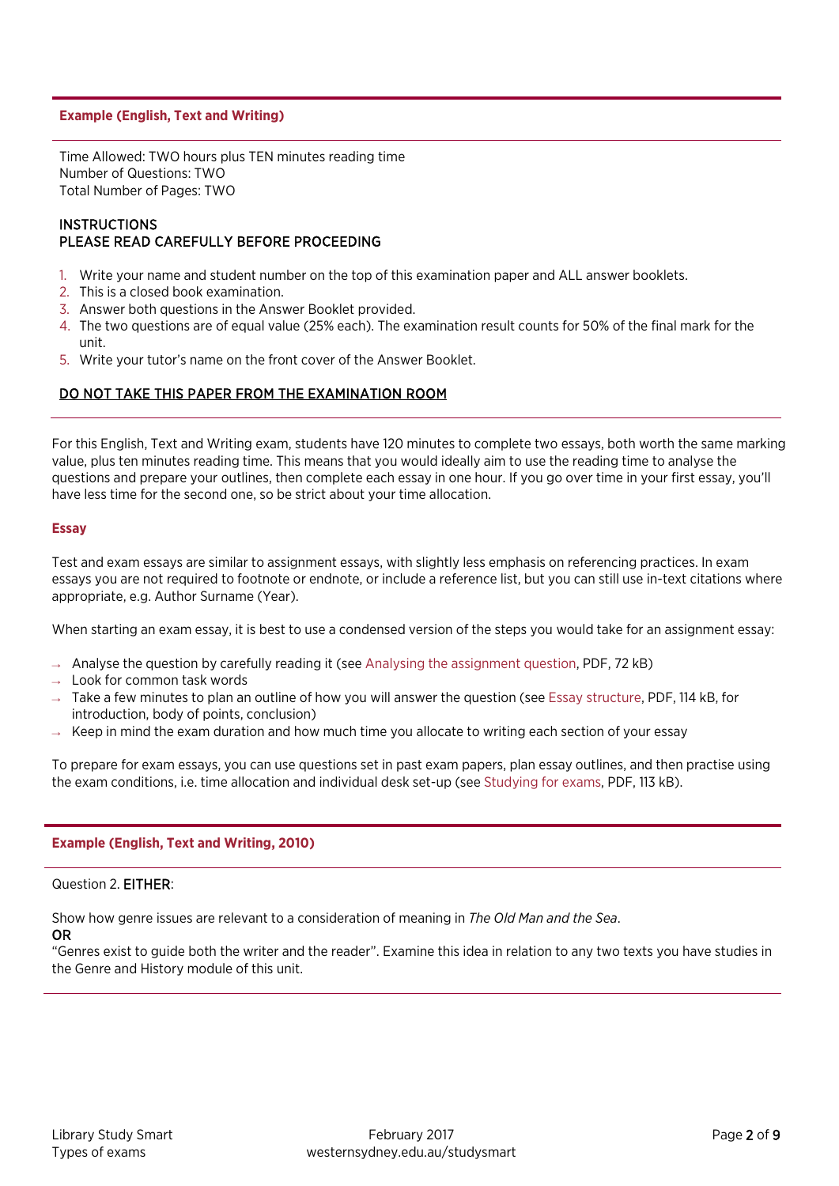### Example (English, Text and Writing)

Time Allowed: TWO hours plus TEN minutes reading time
Number of Questions: TWO
Total Number of Pages: TWO

INSTRUCTIONS
PLEASE READ CAREFULLY BEFORE PROCEEDING

1. Write your name and student number on the top of this examination paper and ALL answer booklets.
2. This is a closed book examination.
3. Answer both questions in the Answer Booklet provided.
4. The two questions are of equal value (25% each). The examination result counts for 50% of the final mark for the unit.
5. Write your tutor's name on the front cover of the Answer Booklet.

DO NOT TAKE THIS PAPER FROM THE EXAMINATION ROOM

For this English, Text and Writing exam, students have 120 minutes to complete two essays, both worth the same marking value, plus ten minutes reading time. This means that you would ideally aim to use the reading time to analyse the questions and prepare your outlines, then complete each essay in one hour. If you go over time in your first essay, you'll have less time for the second one, so be strict about your time allocation.

### Essay

Test and exam essays are similar to assignment essays, with slightly less emphasis on referencing practices. In exam essays you are not required to footnote or endnote, or include a reference list, but you can still use in-text citations where appropriate, e.g. Author Surname (Year).

When starting an exam essay, it is best to use a condensed version of the steps you would take for an assignment essay:

- Analyse the question by carefully reading it (see Analysing the assignment question, PDF, 72 kB)
- Look for common task words
- Take a few minutes to plan an outline of how you will answer the question (see Essay structure, PDF, 114 kB, for introduction, body of points, conclusion)
- Keep in mind the exam duration and how much time you allocate to writing each section of your essay

To prepare for exam essays, you can use questions set in past exam papers, plan essay outlines, and then practise using the exam conditions, i.e. time allocation and individual desk set-up (see Studying for exams, PDF, 113 kB).

### Example (English, Text and Writing, 2010)

Question 2. EITHER:

Show how genre issues are relevant to a consideration of meaning in *The Old Man and the Sea*.
OR
"Genres exist to guide both the writer and the reader". Examine this idea in relation to any two texts you have studies in the Genre and History module of this unit.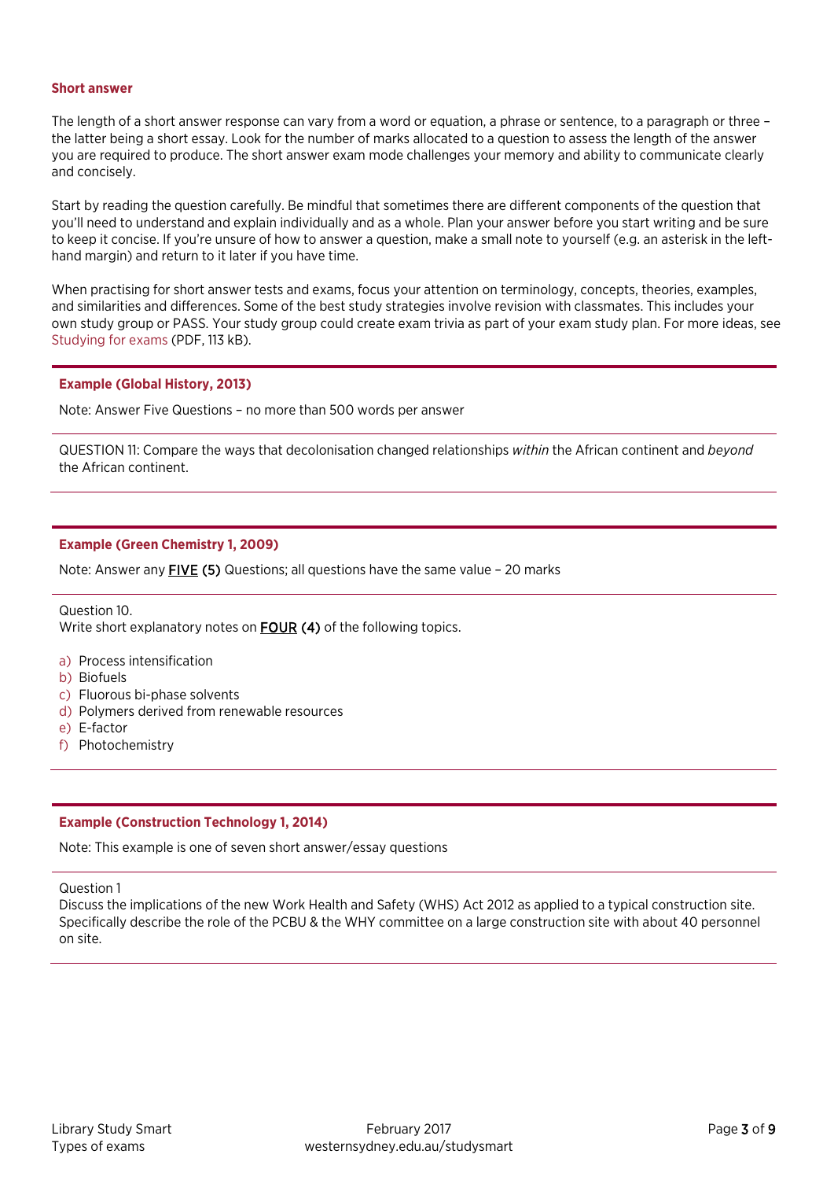## Short answer

The length of a short answer response can vary from a word or equation, a phrase or sentence, to a paragraph or three – the latter being a short essay. Look for the number of marks allocated to a question to assess the length of the answer you are required to produce. The short answer exam mode challenges your memory and ability to communicate clearly and concisely.

Start by reading the question carefully. Be mindful that sometimes there are different components of the question that you'll need to understand and explain individually and as a whole. Plan your answer before you start writing and be sure to keep it concise. If you're unsure of how to answer a question, make a small note to yourself (e.g. an asterisk in the left-hand margin) and return to it later if you have time.

When practising for short answer tests and exams, focus your attention on terminology, concepts, theories, examples, and similarities and differences. Some of the best study strategies involve revision with classmates. This includes your own study group or PASS. Your study group could create exam trivia as part of your exam study plan. For more ideas, see Studying for exams (PDF, 113 kB).

---

**Example (Global History, 2013)**

Note: Answer Five Questions – no more than 500 words per answer

QUESTION 11: Compare the ways that decolonisation changed relationships *within* the African continent and *beyond* the African continent.

---

**Example (Green Chemistry 1, 2009)**

Note: Answer any **FIVE (5)** Questions; all questions have the same value – 20 marks

Question 10.
Write short explanatory notes on **FOUR (4)** of the following topics.

a) Process intensification
b) Biofuels
c) Fluorous bi-phase solvents
d) Polymers derived from renewable resources
e) E-factor
f) Photochemistry

---

**Example (Construction Technology 1, 2014)**

Note: This example is one of seven short answer/essay questions

Question 1
Discuss the implications of the new Work Health and Safety (WHS) Act 2012 as applied to a typical construction site. Specifically describe the role of the PCBU & the WHY committee on a large construction site with about 40 personnel on site.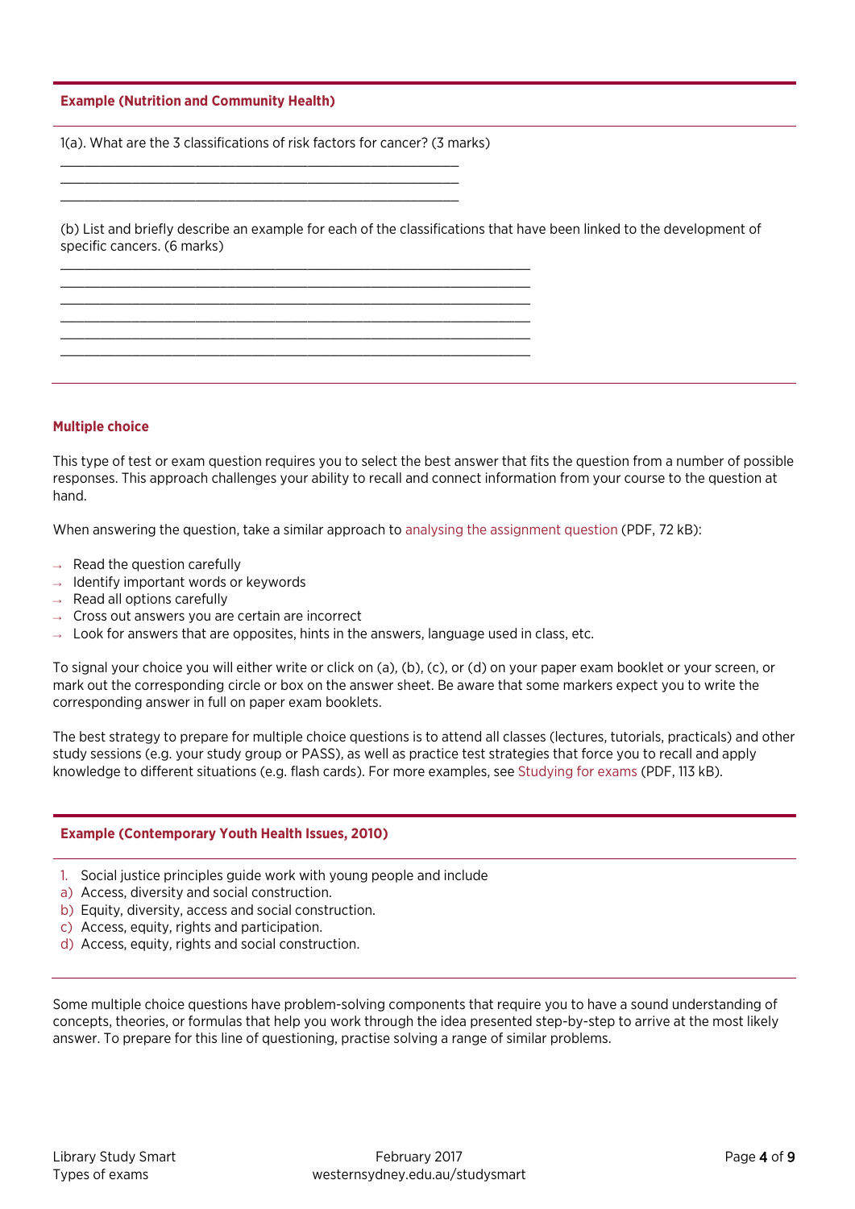**Example (Nutrition and Community Health)**

1(a). What are the 3 classifications of risk factors for cancer? (3 marks)

\_\_\_\_\_\_\_\_\_\_\_\_\_\_\_\_\_\_\_\_\_\_\_\_\_\_\_\_\_\_\_\_\_\_\_\_\_\_\_\_\_\_\_\_\_\_\_\_\_\_\_\_\_\_\_\_
\_\_\_\_\_\_\_\_\_\_\_\_\_\_\_\_\_\_\_\_\_\_\_\_\_\_\_\_\_\_\_\_\_\_\_\_\_\_\_\_\_\_\_\_\_\_\_\_\_\_\_\_\_\_\_\_
\_\_\_\_\_\_\_\_\_\_\_\_\_\_\_\_\_\_\_\_\_\_\_\_\_\_\_\_\_\_\_\_\_\_\_\_\_\_\_\_\_\_\_\_\_\_\_\_\_\_\_\_\_\_\_\_

(b) List and briefly describe an example for each of the classifications that have been linked to the development of specific cancers. (6 marks)

\_\_\_\_\_\_\_\_\_\_\_\_\_\_\_\_\_\_\_\_\_\_\_\_\_\_\_\_\_\_\_\_\_\_\_\_\_\_\_\_\_\_\_\_\_\_\_\_\_\_\_\_\_\_\_\_\_\_\_\_\_\_\_
\_\_\_\_\_\_\_\_\_\_\_\_\_\_\_\_\_\_\_\_\_\_\_\_\_\_\_\_\_\_\_\_\_\_\_\_\_\_\_\_\_\_\_\_\_\_\_\_\_\_\_\_\_\_\_\_\_\_\_\_\_\_\_
\_\_\_\_\_\_\_\_\_\_\_\_\_\_\_\_\_\_\_\_\_\_\_\_\_\_\_\_\_\_\_\_\_\_\_\_\_\_\_\_\_\_\_\_\_\_\_\_\_\_\_\_\_\_\_\_\_\_\_\_\_\_\_
\_\_\_\_\_\_\_\_\_\_\_\_\_\_\_\_\_\_\_\_\_\_\_\_\_\_\_\_\_\_\_\_\_\_\_\_\_\_\_\_\_\_\_\_\_\_\_\_\_\_\_\_\_\_\_\_\_\_\_\_\_\_\_
\_\_\_\_\_\_\_\_\_\_\_\_\_\_\_\_\_\_\_\_\_\_\_\_\_\_\_\_\_\_\_\_\_\_\_\_\_\_\_\_\_\_\_\_\_\_\_\_\_\_\_\_\_\_\_\_\_\_\_\_\_\_\_
\_\_\_\_\_\_\_\_\_\_\_\_\_\_\_\_\_\_\_\_\_\_\_\_\_\_\_\_\_\_\_\_\_\_\_\_\_\_\_\_\_\_\_\_\_\_\_\_\_\_\_\_\_\_\_\_\_\_\_\_\_\_\_

## Multiple choice

This type of test or exam question requires you to select the best answer that fits the question from a number of possible responses. This approach challenges your ability to recall and connect information from your course to the question at hand.

When answering the question, take a similar approach to analysing the assignment question (PDF, 72 kB):

- Read the question carefully
- Identify important words or keywords
- Read all options carefully
- Cross out answers you are certain are incorrect
- Look for answers that are opposites, hints in the answers, language used in class, etc.

To signal your choice you will either write or click on (a), (b), (c), or (d) on your paper exam booklet or your screen, or mark out the corresponding circle or box on the answer sheet. Be aware that some markers expect you to write the corresponding answer in full on paper exam booklets.

The best strategy to prepare for multiple choice questions is to attend all classes (lectures, tutorials, practicals) and other study sessions (e.g. your study group or PASS), as well as practice test strategies that force you to recall and apply knowledge to different situations (e.g. flash cards). For more examples, see Studying for exams (PDF, 113 kB).

**Example (Contemporary Youth Health Issues, 2010)**

1. Social justice principles guide work with young people and include

a) Access, diversity and social construction.
b) Equity, diversity, access and social construction.
c) Access, equity, rights and participation.
d) Access, equity, rights and social construction.

Some multiple choice questions have problem-solving components that require you to have a sound understanding of concepts, theories, or formulas that help you work through the idea presented step-by-step to arrive at the most likely answer. To prepare for this line of questioning, practise solving a range of similar problems.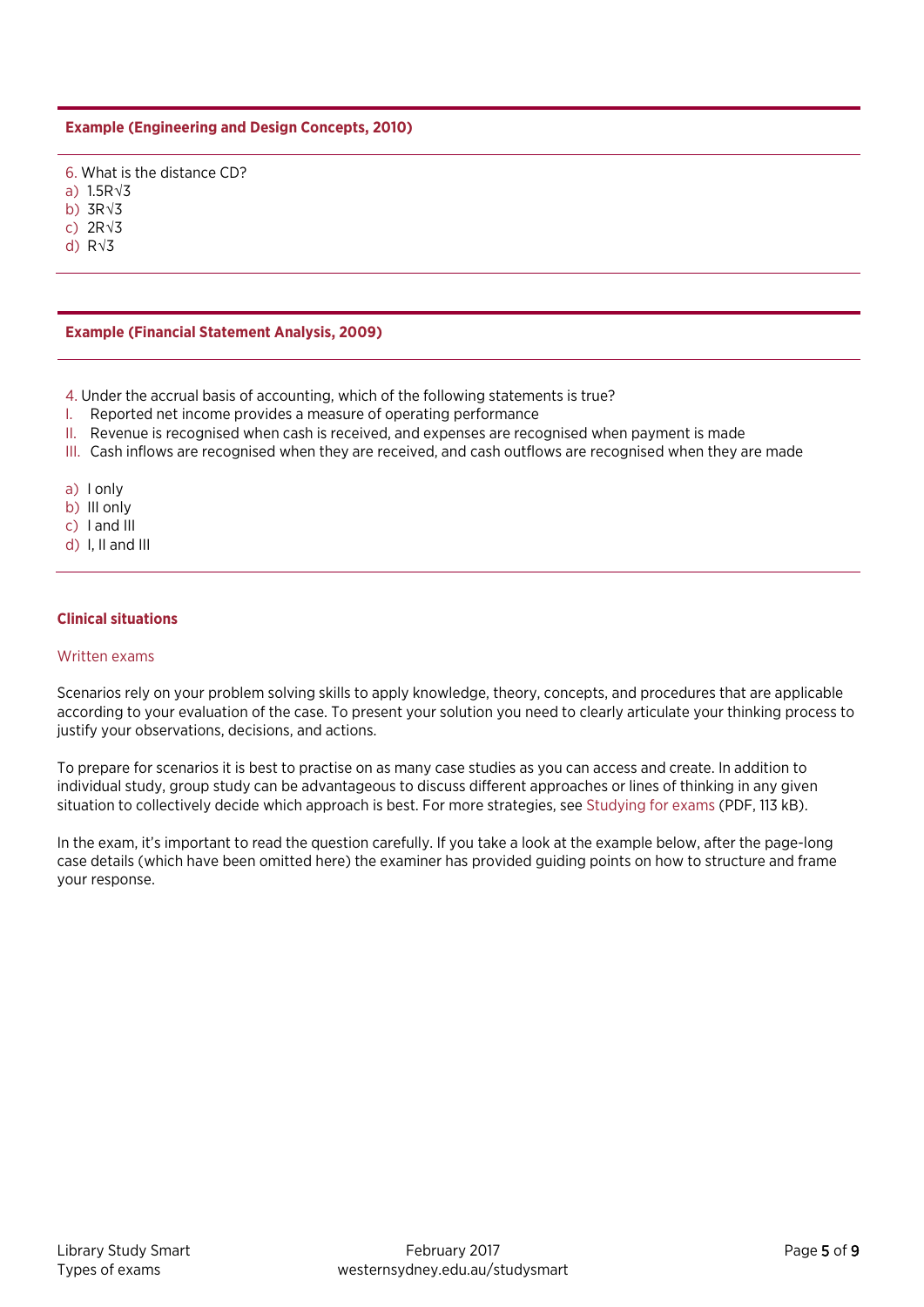**Example (Engineering and Design Concepts, 2010)**

6. What is the distance CD?

a) $1.5R\sqrt{3}$
b) $3R\sqrt{3}$
c) $2R\sqrt{3}$
d) $R\sqrt{3}$

**Example (Financial Statement Analysis, 2009)**

4. Under the accrual basis of accounting, which of the following statements is true?

I. Reported net income provides a measure of operating performance
II. Revenue is recognised when cash is received, and expenses are recognised when payment is made
III. Cash inflows are recognised when they are received, and cash outflows are recognised when they are made

a) I only
b) III only
c) I and III
d) I, II and III

### Clinical situations

Written exams

Scenarios rely on your problem solving skills to apply knowledge, theory, concepts, and procedures that are applicable according to your evaluation of the case. To present your solution you need to clearly articulate your thinking process to justify your observations, decisions, and actions.

To prepare for scenarios it is best to practise on as many case studies as you can access and create. In addition to individual study, group study can be advantageous to discuss different approaches or lines of thinking in any given situation to collectively decide which approach is best. For more strategies, see Studying for exams (PDF, 113 kB).

In the exam, it's important to read the question carefully. If you take a look at the example below, after the page-long case details (which have been omitted here) the examiner has provided guiding points on how to structure and frame your response.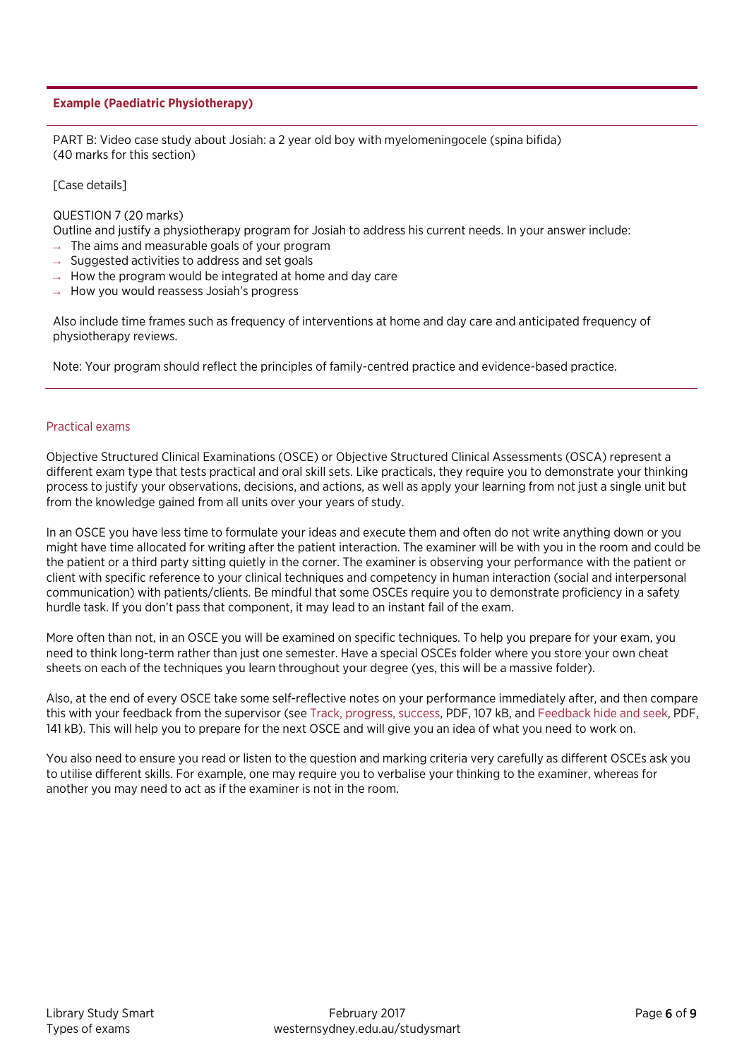**Example (Paediatric Physiotherapy)**

PART B: Video case study about Josiah: a 2 year old boy with myelomeningocele (spina bifida)
(40 marks for this section)

[Case details]

QUESTION 7 (20 marks)
Outline and justify a physiotherapy program for Josiah to address his current needs. In your answer include:

- The aims and measurable goals of your program
- Suggested activities to address and set goals
- How the program would be integrated at home and day care
- How you would reassess Josiah's progress

Also include time frames such as frequency of interventions at home and day care and anticipated frequency of physiotherapy reviews.

Note: Your program should reflect the principles of family-centred practice and evidence-based practice.

## Practical exams

Objective Structured Clinical Examinations (OSCE) or Objective Structured Clinical Assessments (OSCA) represent a different exam type that tests practical and oral skill sets. Like practicals, they require you to demonstrate your thinking process to justify your observations, decisions, and actions, as well as apply your learning from not just a single unit but from the knowledge gained from all units over your years of study.

In an OSCE you have less time to formulate your ideas and execute them and often do not write anything down or you might have time allocated for writing after the patient interaction. The examiner will be with you in the room and could be the patient or a third party sitting quietly in the corner. The examiner is observing your performance with the patient or client with specific reference to your clinical techniques and competency in human interaction (social and interpersonal communication) with patients/clients. Be mindful that some OSCEs require you to demonstrate proficiency in a safety hurdle task. If you don't pass that component, it may lead to an instant fail of the exam.

More often than not, in an OSCE you will be examined on specific techniques. To help you prepare for your exam, you need to think long-term rather than just one semester. Have a special OSCEs folder where you store your own cheat sheets on each of the techniques you learn throughout your degree (yes, this will be a massive folder).

Also, at the end of every OSCE take some self-reflective notes on your performance immediately after, and then compare this with your feedback from the supervisor (see Track, progress, success, PDF, 107 kB, and Feedback hide and seek, PDF, 141 kB). This will help you to prepare for the next OSCE and will give you an idea of what you need to work on.

You also need to ensure you read or listen to the question and marking criteria very carefully as different OSCEs ask you to utilise different skills. For example, one may require you to verbalise your thinking to the examiner, whereas for another you may need to act as if the examiner is not in the room.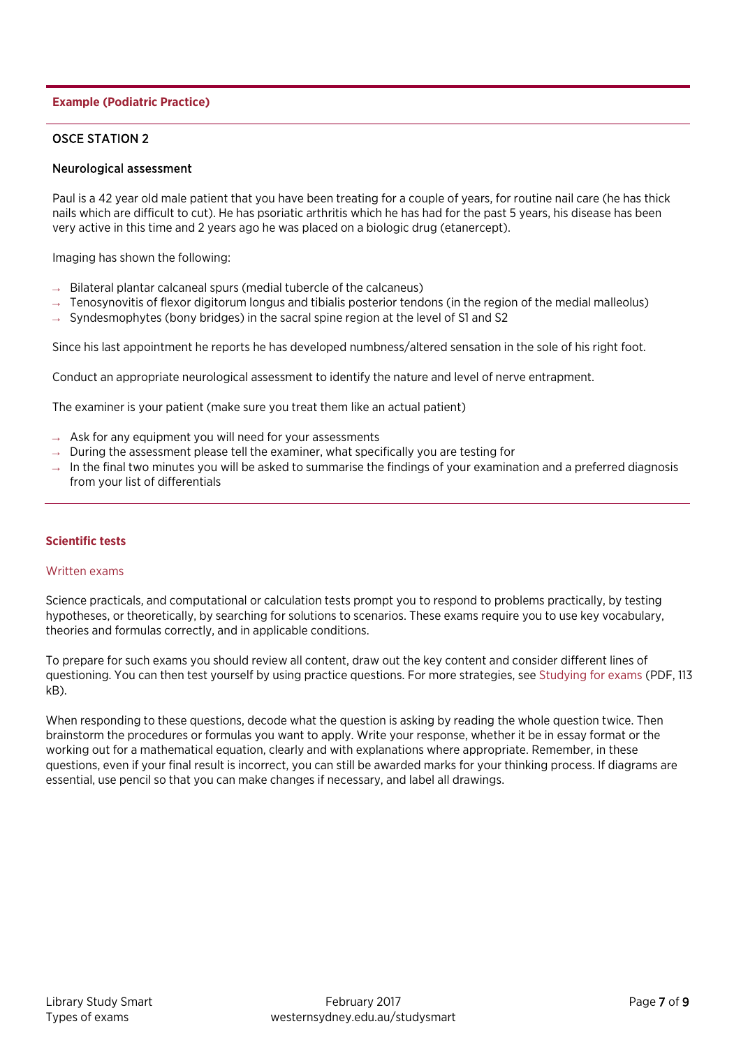**Example (Podiatric Practice)**

---

OSCE STATION 2

Neurological assessment

Paul is a 42 year old male patient that you have been treating for a couple of years, for routine nail care (he has thick nails which are difficult to cut). He has psoriatic arthritis which he has had for the past 5 years, his disease has been very active in this time and 2 years ago he was placed on a biologic drug (etanercept).

Imaging has shown the following:

- Bilateral plantar calcaneal spurs (medial tubercle of the calcaneus)
- Tenosynovitis of flexor digitorum longus and tibialis posterior tendons (in the region of the medial malleolus)
- Syndesmophytes (bony bridges) in the sacral spine region at the level of S1 and S2

Since his last appointment he reports he has developed numbness/altered sensation in the sole of his right foot.

Conduct an appropriate neurological assessment to identify the nature and level of nerve entrapment.

The examiner is your patient (make sure you treat them like an actual patient)

- Ask for any equipment you will need for your assessments
- During the assessment please tell the examiner, what specifically you are testing for
- In the final two minutes you will be asked to summarise the findings of your examination and a preferred diagnosis from your list of differentials

---

### Scientific tests

#### Written exams

Science practicals, and computational or calculation tests prompt you to respond to problems practically, by testing hypotheses, or theoretically, by searching for solutions to scenarios. These exams require you to use key vocabulary, theories and formulas correctly, and in applicable conditions.

To prepare for such exams you should review all content, draw out the key content and consider different lines of questioning. You can then test yourself by using practice questions. For more strategies, see Studying for exams (PDF, 113 kB).

When responding to these questions, decode what the question is asking by reading the whole question twice. Then brainstorm the procedures or formulas you want to apply. Write your response, whether it be in essay format or the working out for a mathematical equation, clearly and with explanations where appropriate. Remember, in these questions, even if your final result is incorrect, you can still be awarded marks for your thinking process. If diagrams are essential, use pencil so that you can make changes if necessary, and label all drawings.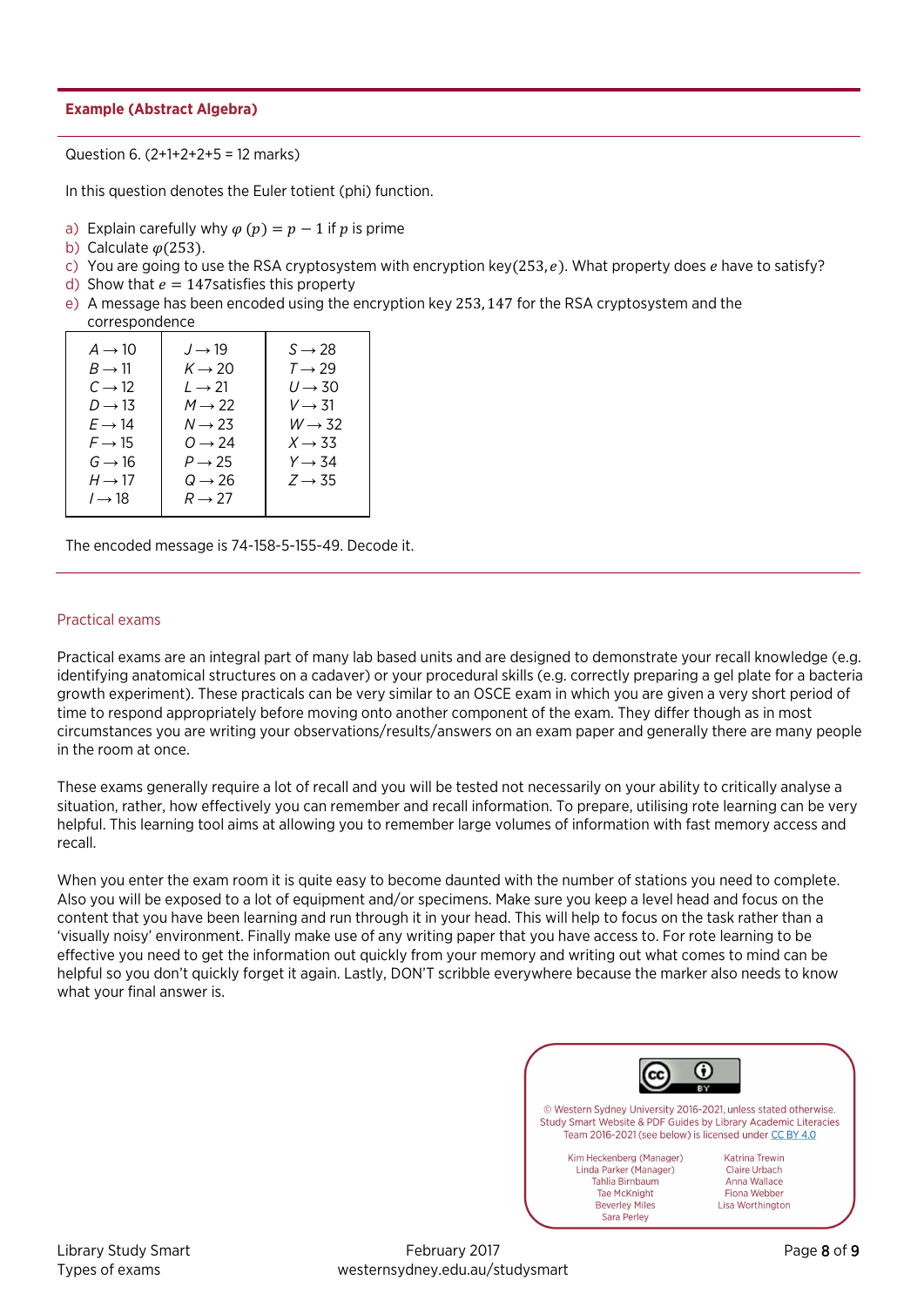**Example (Abstract Algebra)**

Question 6. (2+1+2+2+5 = 12 marks)

In this question denotes the Euler totient (phi) function.

a) Explain carefully why $\varphi(p) = p - 1$ if $p$ is prime
b) Calculate $\varphi(253)$.
c) You are going to use the RSA cryptosystem with encryption key$(253, e)$. What property does $e$ have to satisfy?
d) Show that $e = 147$satisfies this property
e) A message has been encoded using the encryption key $253, 147$ for the RSA cryptosystem and the correspondence

| | | |
|---|---|---|
| $A \rightarrow 10$ | $J \rightarrow 19$ | $S \rightarrow 28$ |
| $B \rightarrow 11$ | $K \rightarrow 20$ | $T \rightarrow 29$ |
| $C \rightarrow 12$ | $L \rightarrow 21$ | $U \rightarrow 30$ |
| $D \rightarrow 13$ | $M \rightarrow 22$ | $V \rightarrow 31$ |
| $E \rightarrow 14$ | $N \rightarrow 23$ | $W \rightarrow 32$ |
| $F \rightarrow 15$ | $O \rightarrow 24$ | $X \rightarrow 33$ |
| $G \rightarrow 16$ | $P \rightarrow 25$ | $Y \rightarrow 34$ |
| $H \rightarrow 17$ | $Q \rightarrow 26$ | $Z \rightarrow 35$ |
| $I \rightarrow 18$ | $R \rightarrow 27$ | |

The encoded message is 74-158-5-155-49. Decode it.

## Practical exams

Practical exams are an integral part of many lab based units and are designed to demonstrate your recall knowledge (e.g. identifying anatomical structures on a cadaver) or your procedural skills (e.g. correctly preparing a gel plate for a bacteria growth experiment). These practicals can be very similar to an OSCE exam in which you are given a very short period of time to respond appropriately before moving onto another component of the exam. They differ though as in most circumstances you are writing your observations/results/answers on an exam paper and generally there are many people in the room at once.

These exams generally require a lot of recall and you will be tested not necessarily on your ability to critically analyse a situation, rather, how effectively you can remember and recall information. To prepare, utilising rote learning can be very helpful. This learning tool aims at allowing you to remember large volumes of information with fast memory access and recall.

When you enter the exam room it is quite easy to become daunted with the number of stations you need to complete. Also you will be exposed to a lot of equipment and/or specimens. Make sure you keep a level head and focus on the content that you have been learning and run through it in your head. This will help to focus on the task rather than a 'visually noisy' environment. Finally make use of any writing paper that you have access to. For rote learning to be effective you need to get the information out quickly from your memory and writing out what comes to mind can be helpful so you don't quickly forget it again. Lastly, DON'T scribble everywhere because the marker also needs to know what your final answer is.

© Western Sydney University 2016-2021, unless stated otherwise. Study Smart Website & PDF Guides by Library Academic Literacies Team 2016-2021 (see below) is licensed under CC BY 4.0

Kim Heckenberg (Manager), Linda Parker (Manager), Tahlia Birnbaum, Tae McKnight, Beverley Miles, Sara Perley, Katrina Trewin, Claire Urbach, Anna Wallace, Fiona Webber, Lisa Worthington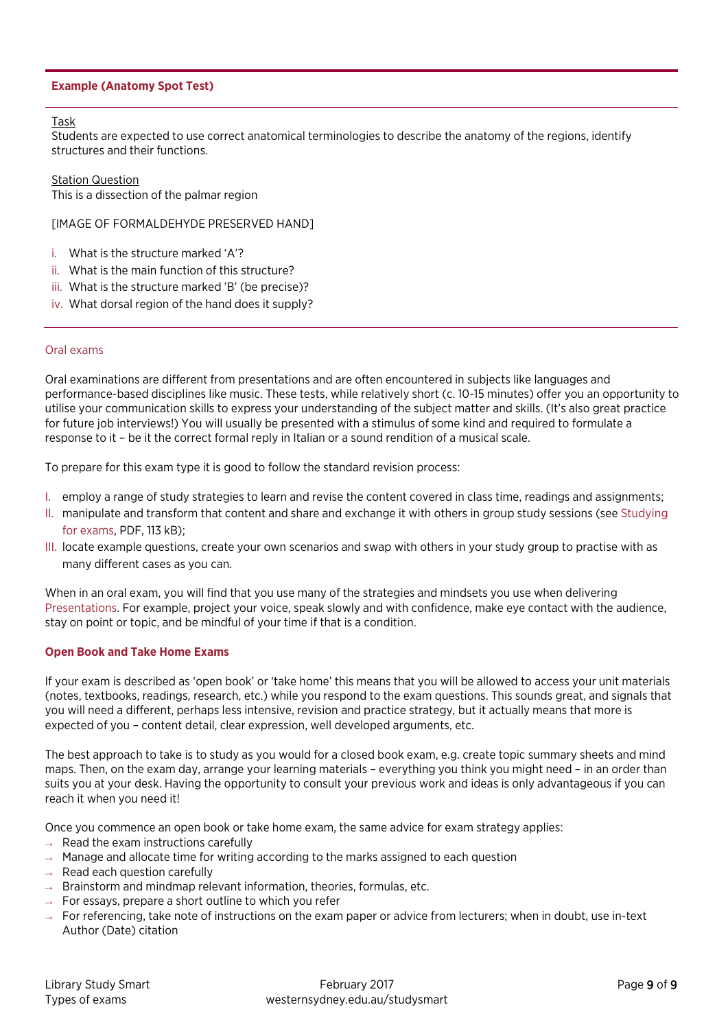**Example (Anatomy Spot Test)**

Task
Students are expected to use correct anatomical terminologies to describe the anatomy of the regions, identify structures and their functions.

Station Question
This is a dissection of the palmar region

[IMAGE OF FORMALDEHYDE PRESERVED HAND]

i. What is the structure marked 'A'?
ii. What is the main function of this structure?
iii. What is the structure marked 'B' (be precise)?
iv. What dorsal region of the hand does it supply?

## Oral exams

Oral examinations are different from presentations and are often encountered in subjects like languages and performance-based disciplines like music. These tests, while relatively short (c. 10-15 minutes) offer you an opportunity to utilise your communication skills to express your understanding of the subject matter and skills. (It's also great practice for future job interviews!) You will usually be presented with a stimulus of some kind and required to formulate a response to it – be it the correct formal reply in Italian or a sound rendition of a musical scale.

To prepare for this exam type it is good to follow the standard revision process:

I. employ a range of study strategies to learn and revise the content covered in class time, readings and assignments;
II. manipulate and transform that content and share and exchange it with others in group study sessions (see Studying for exams, PDF, 113 kB);
III. locate example questions, create your own scenarios and swap with others in your study group to practise with as many different cases as you can.

When in an oral exam, you will find that you use many of the strategies and mindsets you use when delivering Presentations. For example, project your voice, speak slowly and with confidence, make eye contact with the audience, stay on point or topic, and be mindful of your time if that is a condition.

## Open Book and Take Home Exams

If your exam is described as 'open book' or 'take home' this means that you will be allowed to access your unit materials (notes, textbooks, readings, research, etc.) while you respond to the exam questions. This sounds great, and signals that you will need a different, perhaps less intensive, revision and practice strategy, but it actually means that more is expected of you – content detail, clear expression, well developed arguments, etc.

The best approach to take is to study as you would for a closed book exam, e.g. create topic summary sheets and mind maps. Then, on the exam day, arrange your learning materials – everything you think you might need – in an order than suits you at your desk. Having the opportunity to consult your previous work and ideas is only advantageous if you can reach it when you need it!

Once you commence an open book or take home exam, the same advice for exam strategy applies:

- Read the exam instructions carefully
- Manage and allocate time for writing according to the marks assigned to each question
- Read each question carefully
- Brainstorm and mindmap relevant information, theories, formulas, etc.
- For essays, prepare a short outline to which you refer
- For referencing, take note of instructions on the exam paper or advice from lecturers; when in doubt, use in-text Author (Date) citation